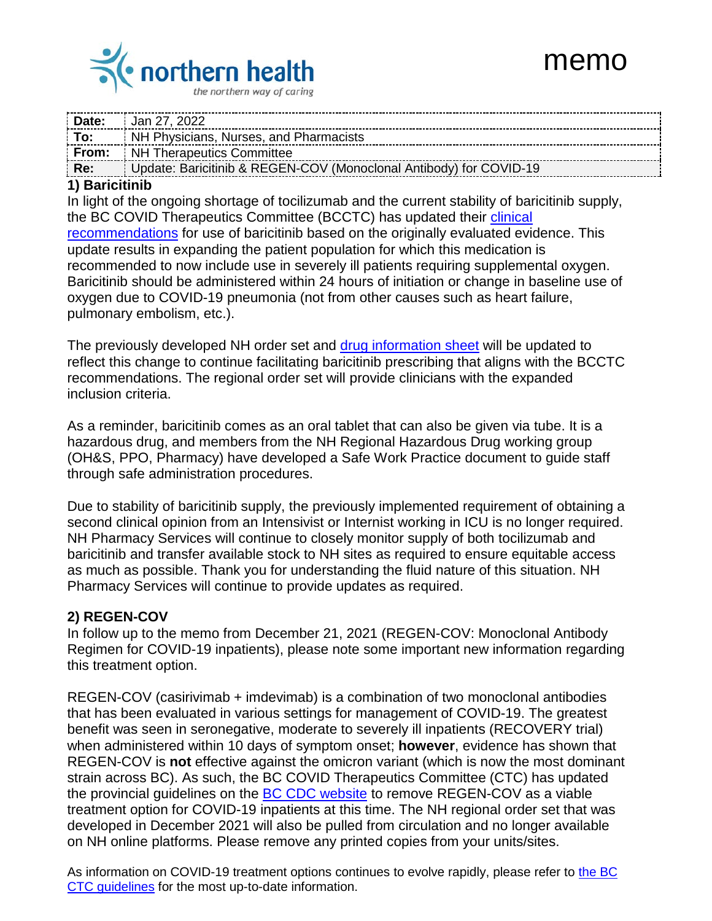memo

| Date: | Jan 27, 2022 |
|---|---|
| To: | NH Physicians, Nurses, and Pharmacists |
| From: | NH Therapeutics Committee |
| Re: | Update: Baricitinib & REGEN-COV (Monoclonal Antibody) for COVID-19 |

### 1) Baricitinib

In light of the ongoing shortage of tocilizumab and the current stability of baricitinib supply, the BC COVID Therapeutics Committee (BCCTC) has updated their clinical recommendations for use of baricitinib based on the originally evaluated evidence. This update results in expanding the patient population for which this medication is recommended to now include use in severely ill patients requiring supplemental oxygen. Baricitinib should be administered within 24 hours of initiation or change in baseline use of oxygen due to COVID-19 pneumonia (not from other causes such as heart failure, pulmonary embolism, etc.).

The previously developed NH order set and drug information sheet will be updated to reflect this change to continue facilitating baricitinib prescribing that aligns with the BCCTC recommendations. The regional order set will provide clinicians with the expanded inclusion criteria.

As a reminder, baricitinib comes as an oral tablet that can also be given via tube. It is a hazardous drug, and members from the NH Regional Hazardous Drug working group (OH&S, PPO, Pharmacy) have developed a Safe Work Practice document to guide staff through safe administration procedures.

Due to stability of baricitinib supply, the previously implemented requirement of obtaining a second clinical opinion from an Intensivist or Internist working in ICU is no longer required. NH Pharmacy Services will continue to closely monitor supply of both tocilizumab and baricitinib and transfer available stock to NH sites as required to ensure equitable access as much as possible. Thank you for understanding the fluid nature of this situation. NH Pharmacy Services will continue to provide updates as required.

### 2) REGEN-COV

In follow up to the memo from December 21, 2021 (REGEN-COV: Monoclonal Antibody Regimen for COVID-19 inpatients), please note some important new information regarding this treatment option.

REGEN-COV (casirivimab + imdevimab) is a combination of two monoclonal antibodies that has been evaluated in various settings for management of COVID-19. The greatest benefit was seen in seronegative, moderate to severely ill inpatients (RECOVERY trial) when administered within 10 days of symptom onset; **however**, evidence has shown that REGEN-COV is **not** effective against the omicron variant (which is now the most dominant strain across BC). As such, the BC COVID Therapeutics Committee (CTC) has updated the provincial guidelines on the BC CDC website to remove REGEN-COV as a viable treatment option for COVID-19 inpatients at this time. The NH regional order set that was developed in December 2021 will also be pulled from circulation and no longer available on NH online platforms. Please remove any printed copies from your units/sites.

As information on COVID-19 treatment options continues to evolve rapidly, please refer to the BC CTC guidelines for the most up-to-date information.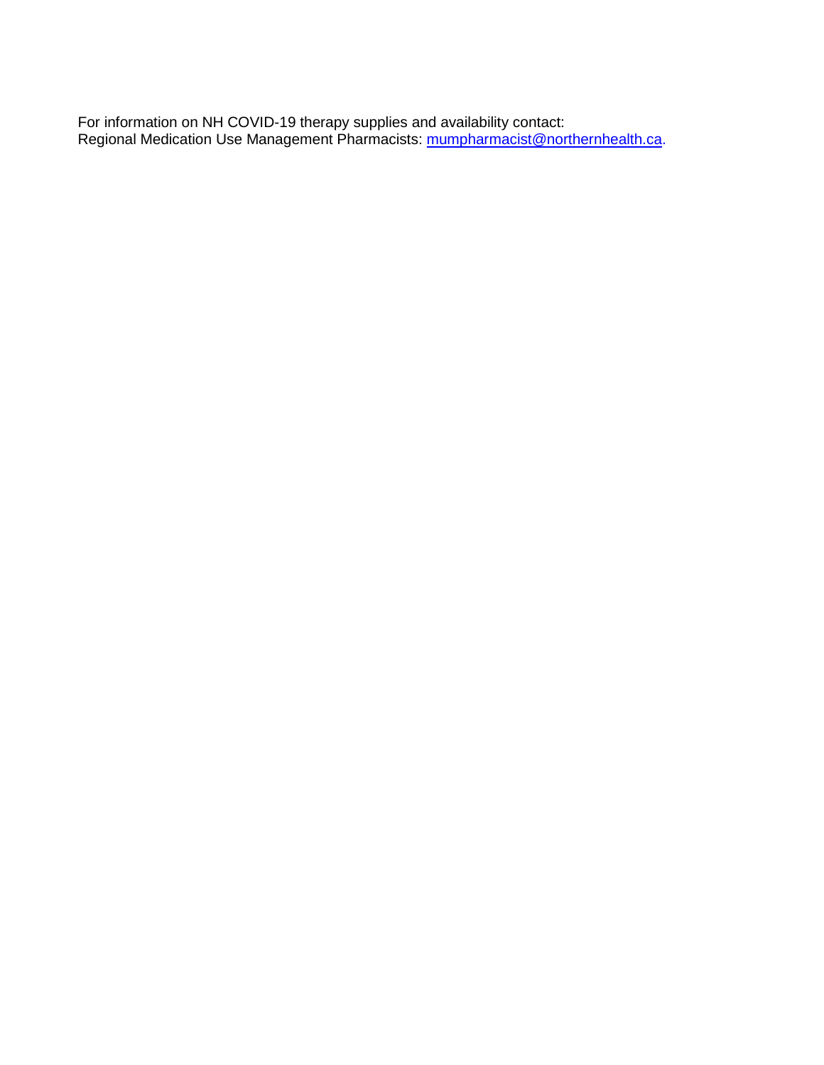For information on NH COVID-19 therapy supplies and availability contact:
Regional Medication Use Management Pharmacists: [mumpharmacist@northernhealth.ca](mailto:mumpharmacist@northernhealth.ca).